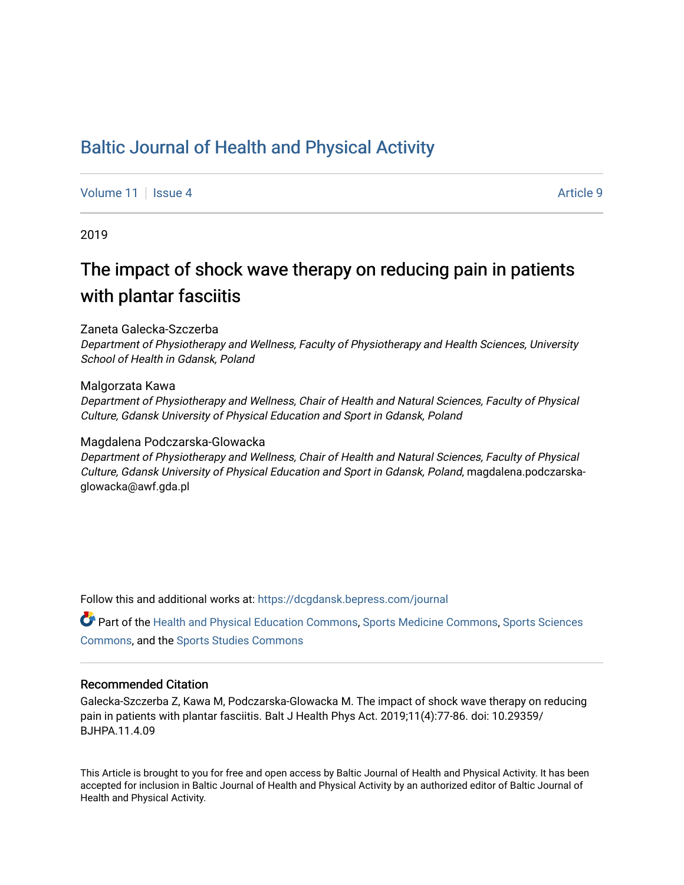# Baltic Journal of Health and Physical Activity

Volume 11 | Issue 4 | Article 9

2019

## The impact of shock wave therapy on reducing pain in patients with plantar fasciitis

Zaneta Galecka-Szczerba
*Department of Physiotherapy and Wellness, Faculty of Physiotherapy and Health Sciences, University School of Health in Gdansk, Poland*

Malgorzata Kawa
*Department of Physiotherapy and Wellness, Chair of Health and Natural Sciences, Faculty of Physical Culture, Gdansk University of Physical Education and Sport in Gdansk, Poland*

Magdalena Podczarska-Glowacka
*Department of Physiotherapy and Wellness, Chair of Health and Natural Sciences, Faculty of Physical Culture, Gdansk University of Physical Education and Sport in Gdansk, Poland*, magdalena.podczarska-glowacka@awf.gda.pl

Follow this and additional works at: https://dcgdansk.bepress.com/journal

Part of the Health and Physical Education Commons, Sports Medicine Commons, Sports Sciences Commons, and the Sports Studies Commons

### Recommended Citation

Galecka-Szczerba Z, Kawa M, Podczarska-Glowacka M. The impact of shock wave therapy on reducing pain in patients with plantar fasciitis. Balt J Health Phys Act. 2019;11(4):77-86. doi: 10.29359/BJHPA.11.4.09

This Article is brought to you for free and open access by Baltic Journal of Health and Physical Activity. It has been accepted for inclusion in Baltic Journal of Health and Physical Activity by an authorized editor of Baltic Journal of Health and Physical Activity.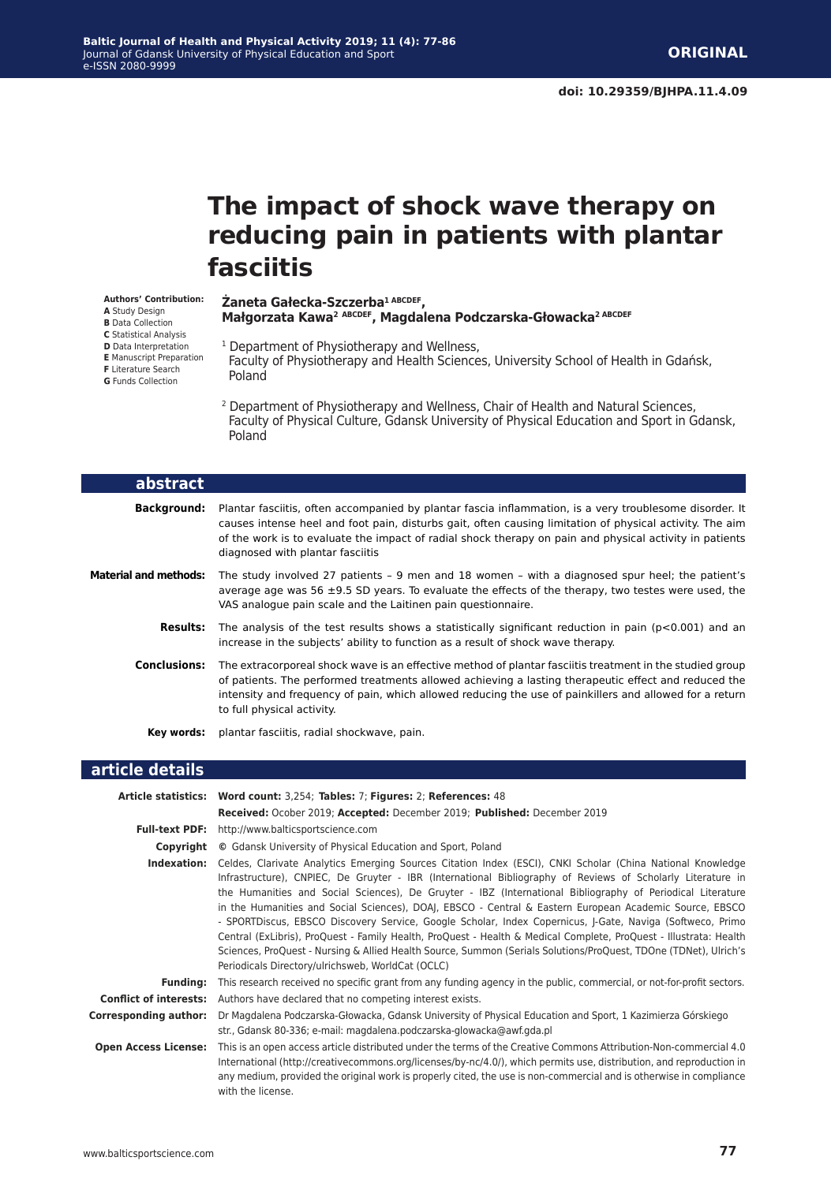**ORIGINAL**

doi: 10.29359/BJHPA.11.4.09

# The impact of shock wave therapy on reducing pain in patients with plantar fasciitis

**Authors' Contribution:**
**A** Study Design
**B** Data Collection
**C** Statistical Analysis
**D** Data Interpretation
**E** Manuscript Preparation
**F** Literature Search
**G** Funds Collection

**Żaneta Gałecka-Szczerba[1 ABCDEF], Małgorzata Kawa[2 ABCDEF], Magdalena Podczarska-Głowacka[2 ABCDEF]**

[1] Department of Physiotherapy and Wellness, Faculty of Physiotherapy and Health Sciences, University School of Health in Gdańsk, Poland

[2] Department of Physiotherapy and Wellness, Chair of Health and Natural Sciences, Faculty of Physical Culture, Gdansk University of Physical Education and Sport in Gdansk, Poland

## abstract

**Background:** Plantar fasciitis, often accompanied by plantar fascia inflammation, is a very troublesome disorder. It causes intense heel and foot pain, disturbs gait, often causing limitation of physical activity. The aim of the work is to evaluate the impact of radial shock therapy on pain and physical activity in patients diagnosed with plantar fasciitis

**Material and methods:** The study involved 27 patients – 9 men and 18 women – with a diagnosed spur heel; the patient's average age was 56 ±9.5 SD years. To evaluate the effects of the therapy, two testes were used, the VAS analogue pain scale and the Laitinen pain questionnaire.

**Results:** The analysis of the test results shows a statistically significant reduction in pain ($p<0.001$) and an increase in the subjects' ability to function as a result of shock wave therapy.

**Conclusions:** The extracorporeal shock wave is an effective method of plantar fasciitis treatment in the studied group of patients. The performed treatments allowed achieving a lasting therapeutic effect and reduced the intensity and frequency of pain, which allowed reducing the use of painkillers and allowed for a return to full physical activity.

**Key words:** plantar fasciitis, radial shockwave, pain.

## article details

**Article statistics:** **Word count:** 3,254; **Tables:** 7; **Figures:** 2; **References:** 48
**Received:** Ocober 2019; **Accepted:** December 2019; **Published:** December 2019

**Full-text PDF:** http://www.balticsportscience.com

**Copyright** © Gdansk University of Physical Education and Sport, Poland

**Indexation:** Celdes, Clarivate Analytics Emerging Sources Citation Index (ESCI), CNKI Scholar (China National Knowledge Infrastructure), CNPIEC, De Gruyter - IBR (International Bibliography of Reviews of Scholarly Literature in the Humanities and Social Sciences), De Gruyter - IBZ (International Bibliography of Periodical Literature in the Humanities and Social Sciences), DOAJ, EBSCO - Central & Eastern European Academic Source, EBSCO - SPORTDiscus, EBSCO Discovery Service, Google Scholar, Index Copernicus, J-Gate, Naviga (Softweco, Primo Central (ExLibris), ProQuest - Family Health, ProQuest - Health & Medical Complete, ProQuest - Illustrata: Health Sciences, ProQuest - Nursing & Allied Health Source, Summon (Serials Solutions/ProQuest, TDOne (TDNet), Ulrich's Periodicals Directory/ulrichsweb, WorldCat (OCLC)

**Funding:** This research received no specific grant from any funding agency in the public, commercial, or not-for-profit sectors.

**Conflict of interests:** Authors have declared that no competing interest exists.

**Corresponding author:** Dr Magdalena Podczarska-Głowacka, Gdansk University of Physical Education and Sport, 1 Kazimierza Górskiego str., Gdansk 80-336; e-mail: magdalena.podczarska-glowacka@awf.gda.pl

**Open Access License:** This is an open access article distributed under the terms of the Creative Commons Attribution-Non-commercial 4.0 International (http://creativecommons.org/licenses/by-nc/4.0/), which permits use, distribution, and reproduction in any medium, provided the original work is properly cited, the use is non-commercial and is otherwise in compliance with the license.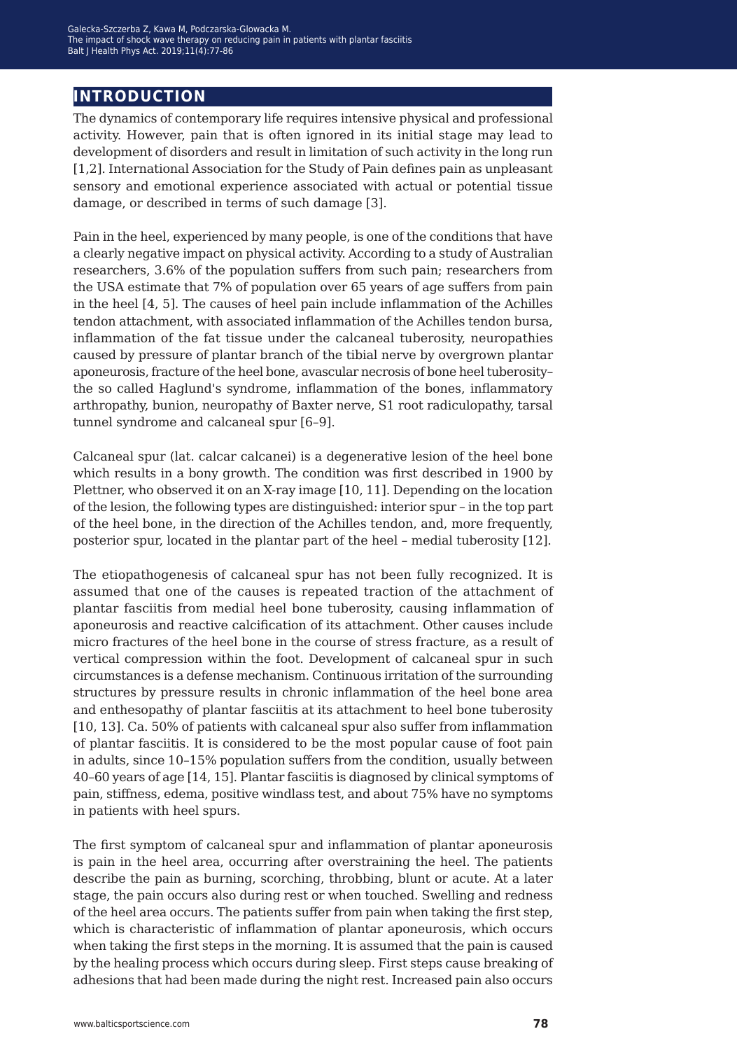## INTRODUCTION

The dynamics of contemporary life requires intensive physical and professional activity. However, pain that is often ignored in its initial stage may lead to development of disorders and result in limitation of such activity in the long run [1,2]. International Association for the Study of Pain defines pain as unpleasant sensory and emotional experience associated with actual or potential tissue damage, or described in terms of such damage [3].

Pain in the heel, experienced by many people, is one of the conditions that have a clearly negative impact on physical activity. According to a study of Australian researchers, 3.6% of the population suffers from such pain; researchers from the USA estimate that 7% of population over 65 years of age suffers from pain in the heel [4, 5]. The causes of heel pain include inflammation of the Achilles tendon attachment, with associated inflammation of the Achilles tendon bursa, inflammation of the fat tissue under the calcaneal tuberosity, neuropathies caused by pressure of plantar branch of the tibial nerve by overgrown plantar aponeurosis, fracture of the heel bone, avascular necrosis of bone heel tuberosity– the so called Haglund's syndrome, inflammation of the bones, inflammatory arthropathy, bunion, neuropathy of Baxter nerve, S1 root radiculopathy, tarsal tunnel syndrome and calcaneal spur [6–9].

Calcaneal spur (lat. calcar calcanei) is a degenerative lesion of the heel bone which results in a bony growth. The condition was first described in 1900 by Plettner, who observed it on an X-ray image [10, 11]. Depending on the location of the lesion, the following types are distinguished: interior spur – in the top part of the heel bone, in the direction of the Achilles tendon, and, more frequently, posterior spur, located in the plantar part of the heel – medial tuberosity [12].

The etiopathogenesis of calcaneal spur has not been fully recognized. It is assumed that one of the causes is repeated traction of the attachment of plantar fasciitis from medial heel bone tuberosity, causing inflammation of aponeurosis and reactive calcification of its attachment. Other causes include micro fractures of the heel bone in the course of stress fracture, as a result of vertical compression within the foot. Development of calcaneal spur in such circumstances is a defense mechanism. Continuous irritation of the surrounding structures by pressure results in chronic inflammation of the heel bone area and enthesopathy of plantar fasciitis at its attachment to heel bone tuberosity [10, 13]. Ca. 50% of patients with calcaneal spur also suffer from inflammation of plantar fasciitis. It is considered to be the most popular cause of foot pain in adults, since 10–15% population suffers from the condition, usually between 40–60 years of age [14, 15]. Plantar fasciitis is diagnosed by clinical symptoms of pain, stiffness, edema, positive windlass test, and about 75% have no symptoms in patients with heel spurs.

The first symptom of calcaneal spur and inflammation of plantar aponeurosis is pain in the heel area, occurring after overstraining the heel. The patients describe the pain as burning, scorching, throbbing, blunt or acute. At a later stage, the pain occurs also during rest or when touched. Swelling and redness of the heel area occurs. The patients suffer from pain when taking the first step, which is characteristic of inflammation of plantar aponeurosis, which occurs when taking the first steps in the morning. It is assumed that the pain is caused by the healing process which occurs during sleep. First steps cause breaking of adhesions that had been made during the night rest. Increased pain also occurs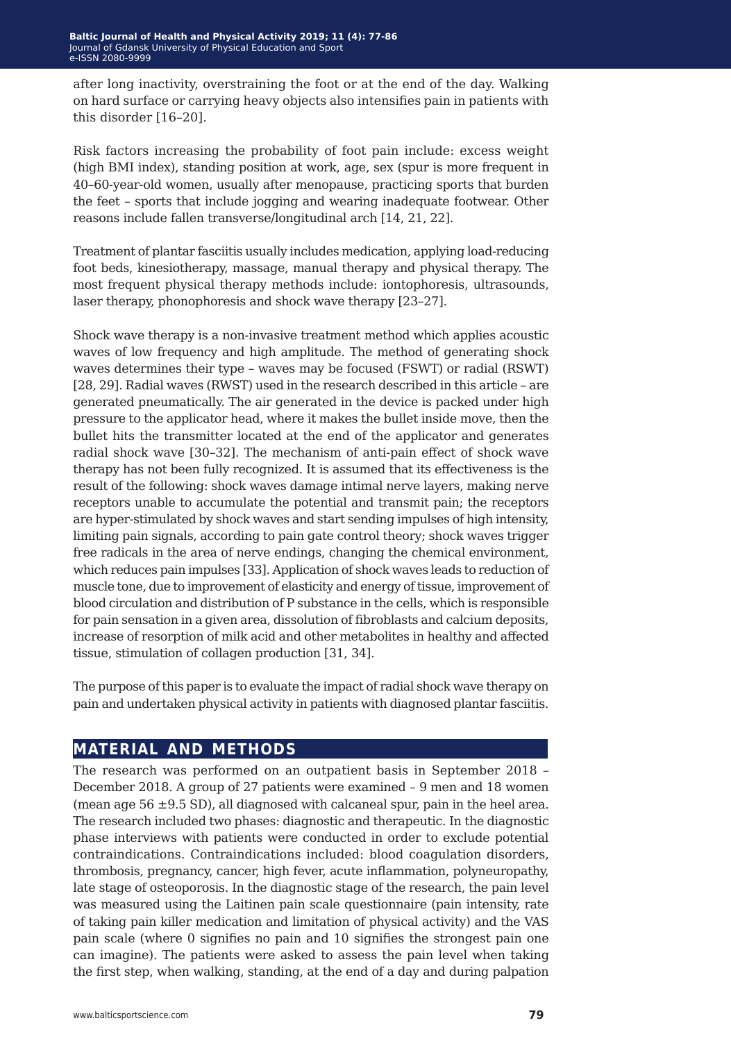after long inactivity, overstraining the foot or at the end of the day. Walking on hard surface or carrying heavy objects also intensifies pain in patients with this disorder [16–20].

Risk factors increasing the probability of foot pain include: excess weight (high BMI index), standing position at work, age, sex (spur is more frequent in 40–60-year-old women, usually after menopause, practicing sports that burden the feet – sports that include jogging and wearing inadequate footwear. Other reasons include fallen transverse/longitudinal arch [14, 21, 22].

Treatment of plantar fasciitis usually includes medication, applying load-reducing foot beds, kinesiotherapy, massage, manual therapy and physical therapy. The most frequent physical therapy methods include: iontophoresis, ultrasounds, laser therapy, phonophoresis and shock wave therapy [23–27].

Shock wave therapy is a non-invasive treatment method which applies acoustic waves of low frequency and high amplitude. The method of generating shock waves determines their type – waves may be focused (FSWT) or radial (RSWT) [28, 29]. Radial waves (RWST) used in the research described in this article – are generated pneumatically. The air generated in the device is packed under high pressure to the applicator head, where it makes the bullet inside move, then the bullet hits the transmitter located at the end of the applicator and generates radial shock wave [30–32]. The mechanism of anti-pain effect of shock wave therapy has not been fully recognized. It is assumed that its effectiveness is the result of the following: shock waves damage intimal nerve layers, making nerve receptors unable to accumulate the potential and transmit pain; the receptors are hyper-stimulated by shock waves and start sending impulses of high intensity, limiting pain signals, according to pain gate control theory; shock waves trigger free radicals in the area of nerve endings, changing the chemical environment, which reduces pain impulses [33]. Application of shock waves leads to reduction of muscle tone, due to improvement of elasticity and energy of tissue, improvement of blood circulation and distribution of P substance in the cells, which is responsible for pain sensation in a given area, dissolution of fibroblasts and calcium deposits, increase of resorption of milk acid and other metabolites in healthy and affected tissue, stimulation of collagen production [31, 34].

The purpose of this paper is to evaluate the impact of radial shock wave therapy on pain and undertaken physical activity in patients with diagnosed plantar fasciitis.

## MATERIAL AND METHODS

The research was performed on an outpatient basis in September 2018 – December 2018. A group of 27 patients were examined – 9 men and 18 women (mean age 56 ±9.5 SD), all diagnosed with calcaneal spur, pain in the heel area. The research included two phases: diagnostic and therapeutic. In the diagnostic phase interviews with patients were conducted in order to exclude potential contraindications. Contraindications included: blood coagulation disorders, thrombosis, pregnancy, cancer, high fever, acute inflammation, polyneuropathy, late stage of osteoporosis. In the diagnostic stage of the research, the pain level was measured using the Laitinen pain scale questionnaire (pain intensity, rate of taking pain killer medication and limitation of physical activity) and the VAS pain scale (where 0 signifies no pain and 10 signifies the strongest pain one can imagine). The patients were asked to assess the pain level when taking the first step, when walking, standing, at the end of a day and during palpation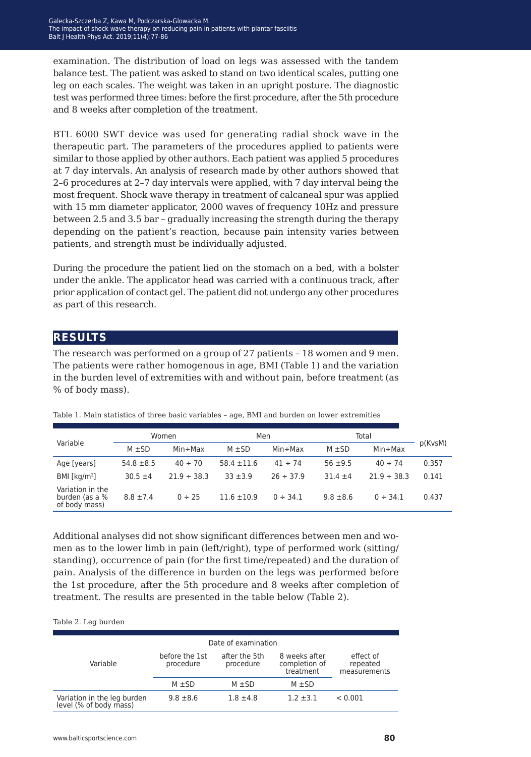examination. The distribution of load on legs was assessed with the tandem balance test. The patient was asked to stand on two identical scales, putting one leg on each scales. The weight was taken in an upright posture. The diagnostic test was performed three times: before the first procedure, after the 5th procedure and 8 weeks after completion of the treatment.

BTL 6000 SWT device was used for generating radial shock wave in the therapeutic part. The parameters of the procedures applied to patients were similar to those applied by other authors. Each patient was applied 5 procedures at 7 day intervals. An analysis of research made by other authors showed that 2–6 procedures at 2–7 day intervals were applied, with 7 day interval being the most frequent. Shock wave therapy in treatment of calcaneal spur was applied with 15 mm diameter applicator, 2000 waves of frequency 10Hz and pressure between 2.5 and 3.5 bar – gradually increasing the strength during the therapy depending on the patient's reaction, because pain intensity varies between patients, and strength must be individually adjusted.

During the procedure the patient lied on the stomach on a bed, with a bolster under the ankle. The applicator head was carried with a continuous track, after prior application of contact gel. The patient did not undergo any other procedures as part of this research.

## RESULTS

The research was performed on a group of 27 patients – 18 women and 9 men. The patients were rather homogenous in age, BMI (Table 1) and the variation in the burden level of extremities with and without pain, before treatment (as % of body mass).

Table 1. Main statistics of three basic variables – age, BMI and burden on lower extremities

| Variable | Women | | Men | | Total | | p(KvsM) |
|---|---|---|---|---|---|---|---|
| | M ±SD | Min÷Max | M ±SD | Min÷Max | M ±SD | Min÷Max | |
| Age [years] | 54.8 ±8.5 | 40 ÷ 70 | 58.4 ±11.6 | 41 ÷ 74 | 56 ±9.5 | 40 ÷ 74 | 0.357 |
| BMI [kg/m$^2$] | 30.5 ±4 | 21.9 ÷ 38.3 | 33 ±3.9 | 26 ÷ 37.9 | 31.4 ±4 | 21.9 ÷ 38.3 | 0.141 |
| Variation in the burden (as a % of body mass) | 8.8 ±7.4 | 0 ÷ 25 | 11.6 ±10.9 | 0 ÷ 34.1 | 9.8 ±8.6 | 0 ÷ 34.1 | 0.437 |

Additional analyses did not show significant differences between men and women as to the lower limb in pain (left/right), type of performed work (sitting/standing), occurrence of pain (for the first time/repeated) and the duration of pain. Analysis of the difference in burden on the legs was performed before the 1st procedure, after the 5th procedure and 8 weeks after completion of treatment. The results are presented in the table below (Table 2).

Table 2. Leg burden

| Variable | Date of examination | | | |
|---|---|---|---|---|
| | before the 1st procedure | after the 5th procedure | 8 weeks after completion of treatment | effect of repeated measurements |
| | M ±SD | M ±SD | M ±SD | |
| Variation in the leg burden level (% of body mass) | 9.8 ±8.6 | 1.8 ±4.8 | 1.2 ±3.1 | < 0.001 |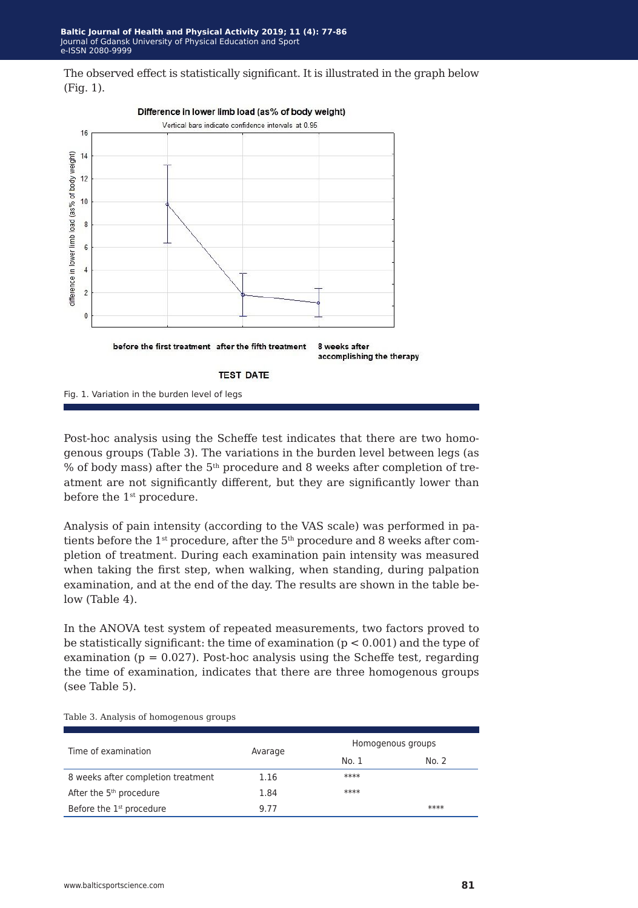The observed effect is statistically significant. It is illustrated in the graph below (Fig. 1).

Fig. 1. Variation in the burden level of legs

Post-hoc analysis using the Scheffe test indicates that there are two homogenous groups (Table 3). The variations in the burden level between legs (as % of body mass) after the 5th procedure and 8 weeks after completion of treatment are not significantly different, but they are significantly lower than before the 1st procedure.

Analysis of pain intensity (according to the VAS scale) was performed in patients before the 1st procedure, after the 5th procedure and 8 weeks after completion of treatment. During each examination pain intensity was measured when taking the first step, when walking, when standing, during palpation examination, and at the end of the day. The results are shown in the table below (Table 4).

In the ANOVA test system of repeated measurements, two factors proved to be statistically significant: the time of examination ($p < 0.001$) and the type of examination ($p = 0.027$). Post-hoc analysis using the Scheffe test, regarding the time of examination, indicates that there are three homogenous groups (see Table 5).

Table 3. Analysis of homogenous groups

| Time of examination | Avarage | Homogenous groups | |
|---|---|---|---|
| | | No. 1 | No. 2 |
| 8 weeks after completion treatment | 1.16 | **** | |
| After the 5th procedure | 1.84 | **** | |
| Before the 1st procedure | 9.77 | | **** |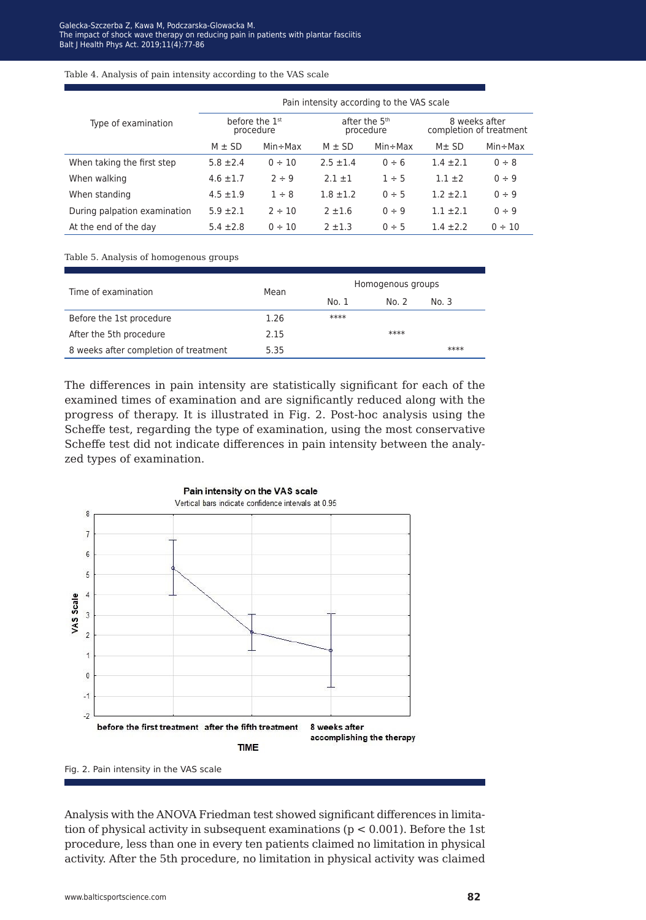Table 4. Analysis of pain intensity according to the VAS scale

| Type of examination | Pain intensity according to the VAS scale | | | | | |
|---|---|---|---|---|---|---|
| | before the 1st procedure | | after the 5th procedure | | 8 weeks after completion of treatment | |
| | M ± SD | Min÷Max | M ± SD | Min÷Max | M± SD | Min÷Max |
| When taking the first step | 5.8 ±2.4 | 0 ÷ 10 | 2.5 ±1.4 | 0 ÷ 6 | 1.4 ±2.1 | 0 ÷ 8 |
| When walking | 4.6 ±1.7 | 2 ÷ 9 | 2.1 ±1 | 1 ÷ 5 | 1.1 ±2 | 0 ÷ 9 |
| When standing | 4.5 ±1.9 | 1 ÷ 8 | 1.8 ±1.2 | 0 ÷ 5 | 1.2 ±2.1 | 0 ÷ 9 |
| During palpation examination | 5.9 ±2.1 | 2 ÷ 10 | 2 ±1.6 | 0 ÷ 9 | 1.1 ±2.1 | 0 ÷ 9 |
| At the end of the day | 5.4 ±2.8 | 0 ÷ 10 | 2 ±1.3 | 0 ÷ 5 | 1.4 ±2.2 | 0 ÷ 10 |

Table 5. Analysis of homogenous groups

| Time of examination | Mean | Homogenous groups | | |
|---|---|---|---|---|
| | | No. 1 | No. 2 | No. 3 |
| Before the 1st procedure | 1.26 | **** | | |
| After the 5th procedure | 2.15 | | **** | |
| 8 weeks after completion of treatment | 5.35 | | | **** |

The differences in pain intensity are statistically significant for each of the examined times of examination and are significantly reduced along with the progress of therapy. It is illustrated in Fig. 2. Post-hoc analysis using the Scheffe test, regarding the type of examination, using the most conservative Scheffe test did not indicate differences in pain intensity between the analyzed types of examination.

Fig. 2. Pain intensity in the VAS scale

Analysis with the ANOVA Friedman test showed significant differences in limitation of physical activity in subsequent examinations ($p < 0.001$). Before the 1st procedure, less than one in every ten patients claimed no limitation in physical activity. After the 5th procedure, no limitation in physical activity was claimed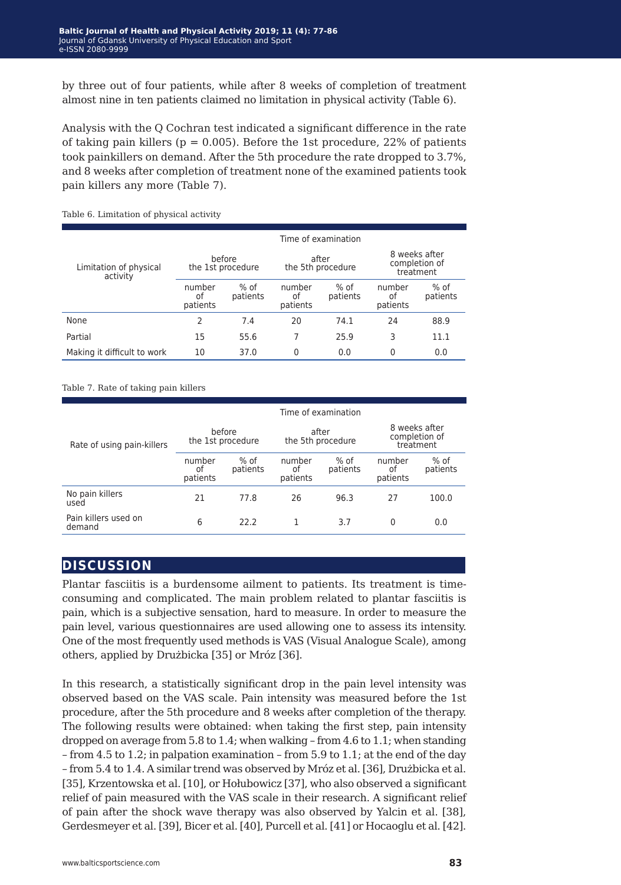by three out of four patients, while after 8 weeks of completion of treatment almost nine in ten patients claimed no limitation in physical activity (Table 6).

Analysis with the Q Cochran test indicated a significant difference in the rate of taking pain killers ($p = 0.005$). Before the 1st procedure, 22% of patients took painkillers on demand. After the 5th procedure the rate dropped to 3.7%, and 8 weeks after completion of treatment none of the examined patients took pain killers any more (Table 7).

Table 6. Limitation of physical activity

| Limitation of physical activity | Time of examination | | | | | |
|---|---|---|---|---|---|---|
| | before the 1st procedure | | after the 5th procedure | | 8 weeks after completion of treatment | |
| | number of patients | % of patients | number of patients | % of patients | number of patients | % of patients |
| None | 2 | 7.4 | 20 | 74.1 | 24 | 88.9 |
| Partial | 15 | 55.6 | 7 | 25.9 | 3 | 11.1 |
| Making it difficult to work | 10 | 37.0 | 0 | 0.0 | 0 | 0.0 |

Table 7. Rate of taking pain killers

| Rate of using pain-killers | Time of examination | | | | | |
|---|---|---|---|---|---|---|
| | before the 1st procedure | | after the 5th procedure | | 8 weeks after completion of treatment | |
| | number of patients | % of patients | number of patients | % of patients | number of patients | % of patients |
| No pain killers used | 21 | 77.8 | 26 | 96.3 | 27 | 100.0 |
| Pain killers used on demand | 6 | 22.2 | 1 | 3.7 | 0 | 0.0 |

## DISCUSSION

Plantar fasciitis is a burdensome ailment to patients. Its treatment is time-consuming and complicated. The main problem related to plantar fasciitis is pain, which is a subjective sensation, hard to measure. In order to measure the pain level, various questionnaires are used allowing one to assess its intensity. One of the most frequently used methods is VAS (Visual Analogue Scale), among others, applied by Drużbicka [35] or Mróz [36].

In this research, a statistically significant drop in the pain level intensity was observed based on the VAS scale. Pain intensity was measured before the 1st procedure, after the 5th procedure and 8 weeks after completion of the therapy. The following results were obtained: when taking the first step, pain intensity dropped on average from 5.8 to 1.4; when walking – from 4.6 to 1.1; when standing – from 4.5 to 1.2; in palpation examination – from 5.9 to 1.1; at the end of the day – from 5.4 to 1.4. A similar trend was observed by Mróz et al. [36], Drużbicka et al. [35], Krzentowska et al. [10], or Hołubowicz [37], who also observed a significant relief of pain measured with the VAS scale in their research. A significant relief of pain after the shock wave therapy was also observed by Yalcin et al. [38], Gerdesmeyer et al. [39], Bicer et al. [40], Purcell et al. [41] or Hocaoglu et al. [42].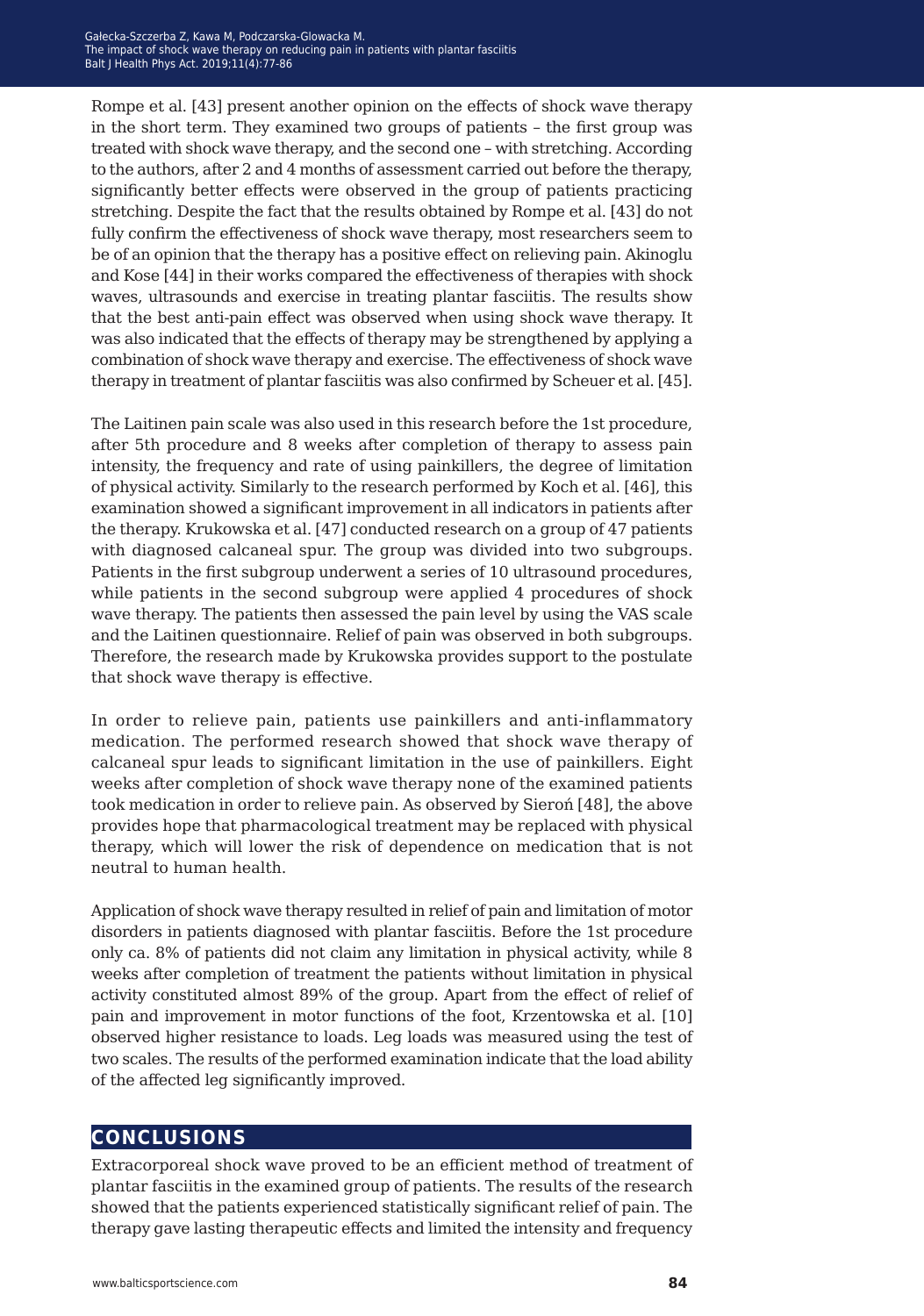Rompe et al. [43] present another opinion on the effects of shock wave therapy in the short term. They examined two groups of patients – the first group was treated with shock wave therapy, and the second one – with stretching. According to the authors, after 2 and 4 months of assessment carried out before the therapy, significantly better effects were observed in the group of patients practicing stretching. Despite the fact that the results obtained by Rompe et al. [43] do not fully confirm the effectiveness of shock wave therapy, most researchers seem to be of an opinion that the therapy has a positive effect on relieving pain. Akinoglu and Kose [44] in their works compared the effectiveness of therapies with shock waves, ultrasounds and exercise in treating plantar fasciitis. The results show that the best anti-pain effect was observed when using shock wave therapy. It was also indicated that the effects of therapy may be strengthened by applying a combination of shock wave therapy and exercise. The effectiveness of shock wave therapy in treatment of plantar fasciitis was also confirmed by Scheuer et al. [45].

The Laitinen pain scale was also used in this research before the 1st procedure, after 5th procedure and 8 weeks after completion of therapy to assess pain intensity, the frequency and rate of using painkillers, the degree of limitation of physical activity. Similarly to the research performed by Koch et al. [46], this examination showed a significant improvement in all indicators in patients after the therapy. Krukowska et al. [47] conducted research on a group of 47 patients with diagnosed calcaneal spur. The group was divided into two subgroups. Patients in the first subgroup underwent a series of 10 ultrasound procedures, while patients in the second subgroup were applied 4 procedures of shock wave therapy. The patients then assessed the pain level by using the VAS scale and the Laitinen questionnaire. Relief of pain was observed in both subgroups. Therefore, the research made by Krukowska provides support to the postulate that shock wave therapy is effective.

In order to relieve pain, patients use painkillers and anti-inflammatory medication. The performed research showed that shock wave therapy of calcaneal spur leads to significant limitation in the use of painkillers. Eight weeks after completion of shock wave therapy none of the examined patients took medication in order to relieve pain. As observed by Sieroń [48], the above provides hope that pharmacological treatment may be replaced with physical therapy, which will lower the risk of dependence on medication that is not neutral to human health.

Application of shock wave therapy resulted in relief of pain and limitation of motor disorders in patients diagnosed with plantar fasciitis. Before the 1st procedure only ca. 8% of patients did not claim any limitation in physical activity, while 8 weeks after completion of treatment the patients without limitation in physical activity constituted almost 89% of the group. Apart from the effect of relief of pain and improvement in motor functions of the foot, Krzentowska et al. [10] observed higher resistance to loads. Leg loads was measured using the test of two scales. The results of the performed examination indicate that the load ability of the affected leg significantly improved.

## CONCLUSIONS

Extracorporeal shock wave proved to be an efficient method of treatment of plantar fasciitis in the examined group of patients. The results of the research showed that the patients experienced statistically significant relief of pain. The therapy gave lasting therapeutic effects and limited the intensity and frequency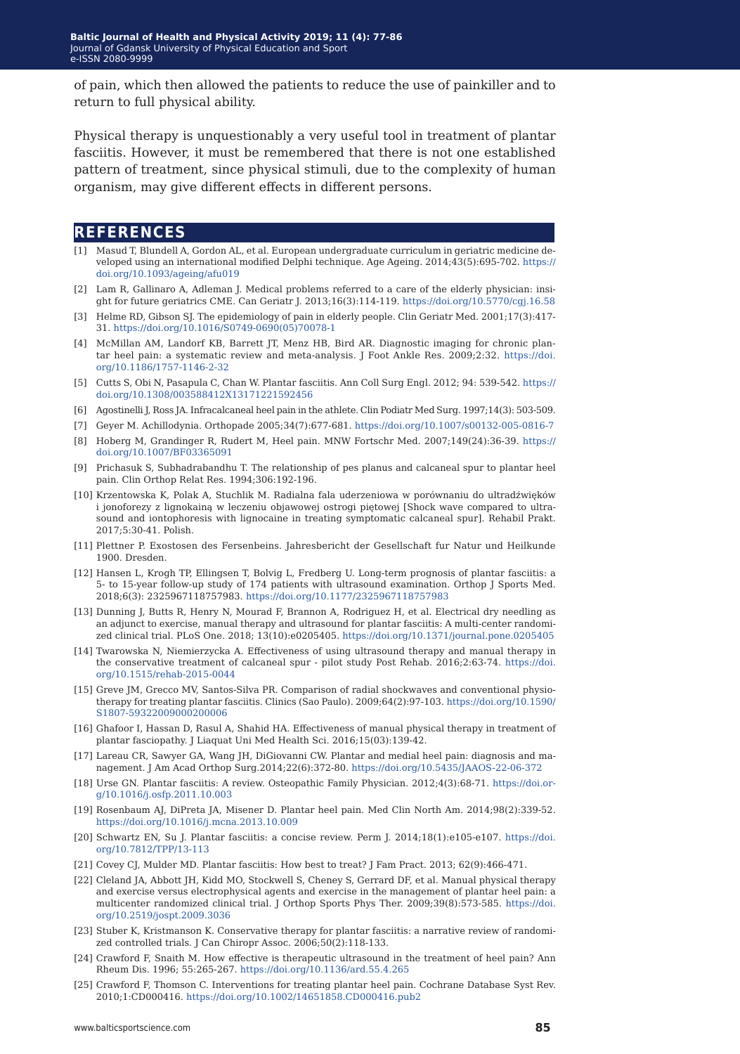of pain, which then allowed the patients to reduce the use of painkiller and to return to full physical ability.

Physical therapy is unquestionably a very useful tool in treatment of plantar fasciitis. However, it must be remembered that there is not one established pattern of treatment, since physical stimuli, due to the complexity of human organism, may give different effects in different persons.

## REFERENCES

[1] Masud T, Blundell A, Gordon AL, et al. European undergraduate curriculum in geriatric medicine developed using an international modified Delphi technique. Age Ageing. 2014;43(5):695-702. https://doi.org/10.1093/ageing/afu019

[2] Lam R, Gallinaro A, Adleman J. Medical problems referred to a care of the elderly physician: insight for future geriatrics CME. Can Geriatr J. 2013;16(3):114-119. https://doi.org/10.5770/cgj.16.58

[3] Helme RD, Gibson SJ. The epidemiology of pain in elderly people. Clin Geriatr Med. 2001;17(3):417-31. https://doi.org/10.1016/S0749-0690(05)70078-1

[4] McMillan AM, Landorf KB, Barrett JT, Menz HB, Bird AR. Diagnostic imaging for chronic plantar heel pain: a systematic review and meta-analysis. J Foot Ankle Res. 2009;2:32. https://doi.org/10.1186/1757-1146-2-32

[5] Cutts S, Obi N, Pasapula C, Chan W. Plantar fasciitis. Ann Coll Surg Engl. 2012; 94: 539-542. https://doi.org/10.1308/003588412X13171221592456

[6] Agostinelli J, Ross JA. Infracalcaneal heel pain in the athlete. Clin Podiatr Med Surg. 1997;14(3): 503-509.

[7] Geyer M. Achillodynia. Orthopade 2005;34(7):677-681. https://doi.org/10.1007/s00132-005-0816-7

[8] Hoberg M, Grandinger R, Rudert M, Heel pain. MNW Fortschr Med. 2007;149(24):36-39. https://doi.org/10.1007/BF03365091

[9] Prichasuk S, Subhadrabandhu T. The relationship of pes planus and calcaneal spur to plantar heel pain. Clin Orthop Relat Res. 1994;306:192-196.

[10] Krzentowska K, Polak A, Stuchlik M. Radialna fala uderzeniowa w porównaniu do ultradźwięków i jonoforezy z lignokainą w leczeniu objawowej ostrogi piętowej [Shock wave compared to ultrasound and iontophoresis with lignocaine in treating symptomatic calcaneal spur]. Rehabil Prakt. 2017;5:30-41. Polish.

[11] Plettner P. Exostosen des Fersenbeins. Jahresbericht der Gesellschaft fur Natur und Heilkunde 1900. Dresden.

[12] Hansen L, Krogh TP, Ellingsen T, Bolvig L, Fredberg U. Long-term prognosis of plantar fasciitis: a 5- to 15-year follow-up study of 174 patients with ultrasound examination. Orthop J Sports Med. 2018;6(3): 2325967118757983. https://doi.org/10.1177/2325967118757983

[13] Dunning J, Butts R, Henry N, Mourad F, Brannon A, Rodriguez H, et al. Electrical dry needling as an adjunct to exercise, manual therapy and ultrasound for plantar fasciitis: A multi-center randomized clinical trial. PLoS One. 2018; 13(10):e0205405. https://doi.org/10.1371/journal.pone.0205405

[14] Twarowska N, Niemierzycka A. Effectiveness of using ultrasound therapy and manual therapy in the conservative treatment of calcaneal spur - pilot study Post Rehab. 2016;2:63-74. https://doi.org/10.1515/rehab-2015-0044

[15] Greve JM, Grecco MV, Santos-Silva PR. Comparison of radial shockwaves and conventional physiotherapy for treating plantar fasciitis. Clinics (Sao Paulo). 2009;64(2):97-103. https://doi.org/10.1590/S1807-59322009000200006

[16] Ghafoor I, Hassan D, Rasul A, Shahid HA. Effectiveness of manual physical therapy in treatment of plantar fasciopathy. J Liaquat Uni Med Health Sci. 2016;15(03):139-42.

[17] Lareau CR, Sawyer GA, Wang JH, DiGiovanni CW. Plantar and medial heel pain: diagnosis and management. J Am Acad Orthop Surg.2014;22(6):372-80. https://doi.org/10.5435/JAAOS-22-06-372

[18] Urse GN. Plantar fasciitis: A review. Osteopathic Family Physician. 2012;4(3):68-71. https://doi.org/10.1016/j.osfp.2011.10.003

[19] Rosenbaum AJ, DiPreta JA, Misener D. Plantar heel pain. Med Clin North Am. 2014;98(2):339-52. https://doi.org/10.1016/j.mcna.2013.10.009

[20] Schwartz EN, Su J. Plantar fasciitis: a concise review. Perm J. 2014;18(1):e105-e107. https://doi.org/10.7812/TPP/13-113

[21] Covey CJ, Mulder MD. Plantar fasciitis: How best to treat? J Fam Pract. 2013; 62(9):466-471.

[22] Cleland JA, Abbott JH, Kidd MO, Stockwell S, Cheney S, Gerrard DF, et al. Manual physical therapy and exercise versus electrophysical agents and exercise in the management of plantar heel pain: a multicenter randomized clinical trial. J Orthop Sports Phys Ther. 2009;39(8):573-585. https://doi.org/10.2519/jospt.2009.3036

[23] Stuber K, Kristmanson K. Conservative therapy for plantar fasciitis: a narrative review of randomized controlled trials. J Can Chiropr Assoc. 2006;50(2):118-133.

[24] Crawford F, Snaith M. How effective is therapeutic ultrasound in the treatment of heel pain? Ann Rheum Dis. 1996; 55:265-267. https://doi.org/10.1136/ard.55.4.265

[25] Crawford F, Thomson C. Interventions for treating plantar heel pain. Cochrane Database Syst Rev. 2010;1:CD000416. https://doi.org/10.1002/14651858.CD000416.pub2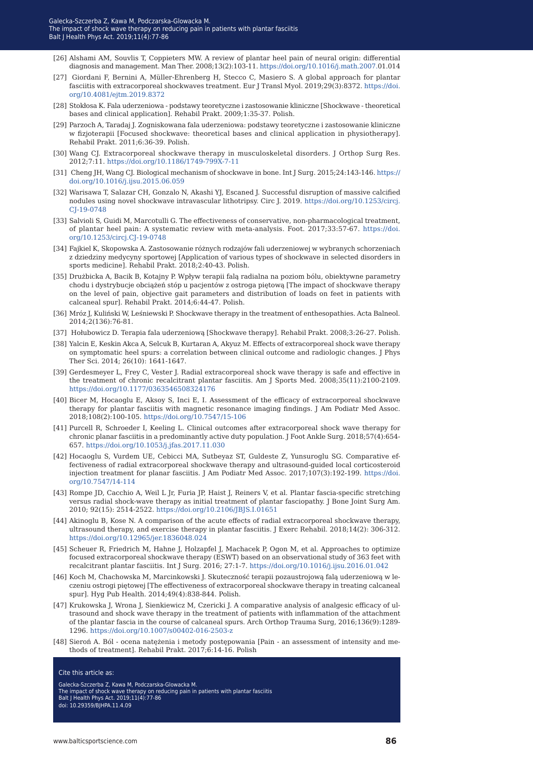[26] Alshami AM, Souvlis T, Coppieters MW. A review of plantar heel pain of neural origin: differential diagnosis and management. Man Ther. 2008;13(2):103-11. https://doi.org/10.1016/j.math.2007.01.014

[27] Giordani F, Bernini A, Müller-Ehrenberg H, Stecco C, Masiero S. A global approach for plantar fasciitis with extracorporeal shockwaves treatment. Eur J Transl Myol. 2019;29(3):8372. https://doi.org/10.4081/ejtm.2019.8372

[28] Stokłosa K. Fala uderzeniowa - podstawy teoretyczne i zastosowanie kliniczne [Shockwave - theoretical bases and clinical application]. Rehabil Prakt. 2009;1:35-37. Polish.

[29] Parzoch A, Taradaj J. Zogniskowana fala uderzeniowa: podstawy teoretyczne i zastosowanie kliniczne w fizjoterapii [Focused shockwave: theoretical bases and clinical application in physiotherapy]. Rehabil Prakt. 2011;6:36-39. Polish.

[30] Wang CJ. Extracorporeal shockwave therapy in musculoskeletal disorders. J Orthop Surg Res. 2012;7:11. https://doi.org/10.1186/1749-799X-7-11

[31] Cheng JH, Wang CJ. Biological mechanism of shockwave in bone. Int J Surg. 2015;24:143-146. https://doi.org/10.1016/j.ijsu.2015.06.059

[32] Warisawa T, Salazar CH, Gonzalo N, Akashi YJ, Escaned J. Successful disruption of massive calcified nodules using novel shockwave intravascular lithotripsy. Circ J. 2019. https://doi.org/10.1253/circj.CJ-19-0748

[33] Salvioli S, Guidi M, Marcotulli G. The effectiveness of conservative, non-pharmacological treatment, of plantar heel pain: A systematic review with meta-analysis. Foot. 2017;33:57-67. https://doi.org/10.1253/circj.CJ-19-0748

[34] Fajkiel K, Skopowska A. Zastosowanie różnych rodzajów fali uderzeniowej w wybranych schorzeniach z dziedziny medycyny sportowej [Application of various types of shockwave in selected disorders in sports medicine]. Rehabil Prakt. 2018;2:40-43. Polish.

[35] Drużbicka A, Bacik B, Kotajny P. Wpływ terapii falą radialna na poziom bólu, obiektywne parametry chodu i dystrybucje obciążeń stóp u pacjentów z ostroga piętową [The impact of shockwave therapy on the level of pain, objective gait parameters and distribution of loads on feet in patients with calcaneal spur]. Rehabil Prakt. 2014;6:44-47. Polish.

[36] Mróz J, Kuliński W, Leśniewski P. Shockwave therapy in the treatment of enthesopathies. Acta Balneol. 2014;2(136):76-81.

[37] Hołubowicz D. Terapia fala uderzeniową [Shockwave therapy]. Rehabil Prakt. 2008;3:26-27. Polish.

[38] Yalcin E, Keskin Akca A, Selcuk B, Kurtaran A, Akyuz M. Effects of extracorporeal shock wave therapy on symptomatic heel spurs: a correlation between clinical outcome and radiologic changes. J Phys Ther Sci. 2014; 26(10): 1641-1647.

[39] Gerdesmeyer L, Frey C, Vester J. Radial extracorporeal shock wave therapy is safe and effective in the treatment of chronic recalcitrant plantar fasciitis. Am J Sports Med. 2008;35(11):2100-2109. https://doi.org/10.1177/0363546508324176

[40] Bicer M, Hocaoglu E, Aksoy S, Inci E, I. Assessment of the efficacy of extracorporeal shockwave therapy for plantar fasciitis with magnetic resonance imaging findings. J Am Podiatr Med Assoc. 2018;108(2):100-105. https://doi.org/10.7547/15-106

[41] Purcell R, Schroeder I, Keeling L. Clinical outcomes after extracorporeal shock wave therapy for chronic planar fasciitis in a predominantly active duty population. J Foot Ankle Surg. 2018;57(4):654-657. https://doi.org/10.1053/j.jfas.2017.11.030

[42] Hocaoglu S, Vurdem UE, Cebicci MA, Sutbeyaz ST, Guldeste Z, Yunsuroglu SG. Comparative effectiveness of radial extracorporeal shockwave therapy and ultrasound-guided local corticosteroid injection treatment for planar fasciitis. J Am Podiatr Med Assoc. 2017;107(3):192-199. https://doi.org/10.7547/14-114

[43] Rompe JD, Cacchio A, Weil L Jr, Furia JP, Haist J, Reiners V, et al. Plantar fascia-specific stretching versus radial shock-wave therapy as initial treatment of plantar fasciopathy. J Bone Joint Surg Am. 2010; 92(15): 2514-2522. https://doi.org/10.2106/JBJS.I.01651

[44] Akinoglu B, Kose N. A comparison of the acute effects of radial extracorporeal shockwave therapy, ultrasound therapy, and exercise therapy in plantar fasciitis. J Exerc Rehabil. 2018;14(2): 306-312. https://doi.org/10.12965/jer.1836048.024

[45] Scheuer R, Friedrich M, Hahne J, Holzapfel J, Machacek P, Ogon M, et al. Approaches to optimize focused extracorporeal shockwave therapy (ESWT) based on an observational study of 363 feet with recalcitrant plantar fasciitis. Int J Surg. 2016; 27:1-7. https://doi.org/10.1016/j.ijsu.2016.01.042

[46] Koch M, Chachowska M, Marcinkowski J. Skuteczność terapii pozaustrojową falą uderzeniową w leczeniu ostrogi piętowej [The effectiveness of extracorporeal shockwave therapy in treating calcaneal spur]. Hyg Pub Health. 2014;49(4):838-844. Polish.

[47] Krukowska J, Wrona J, Sienkiewicz M, Czericki J. A comparative analysis of analgesic efficacy of ultrasound and shock wave therapy in the treatment of patients with inflammation of the attachment of the plantar fascia in the course of calcaneal spurs. Arch Orthop Trauma Surg, 2016;136(9):1289-1296. https://doi.org/10.1007/s00402-016-2503-z

[48] Sieroń A. Ból - ocena natężenia i metody postępowania [Pain - an assessment of intensity and methods of treatment]. Rehabil Prakt. 2017;6:14-16. Polish

Cite this article as:

Galecka-Szczerba Z, Kawa M, Podczarska-Glowacka M.
The impact of shock wave therapy on reducing pain in patients with plantar fasciitis
Balt J Health Phys Act. 2019;11(4):77-86
doi: 10.29359/BJHPA.11.4.09